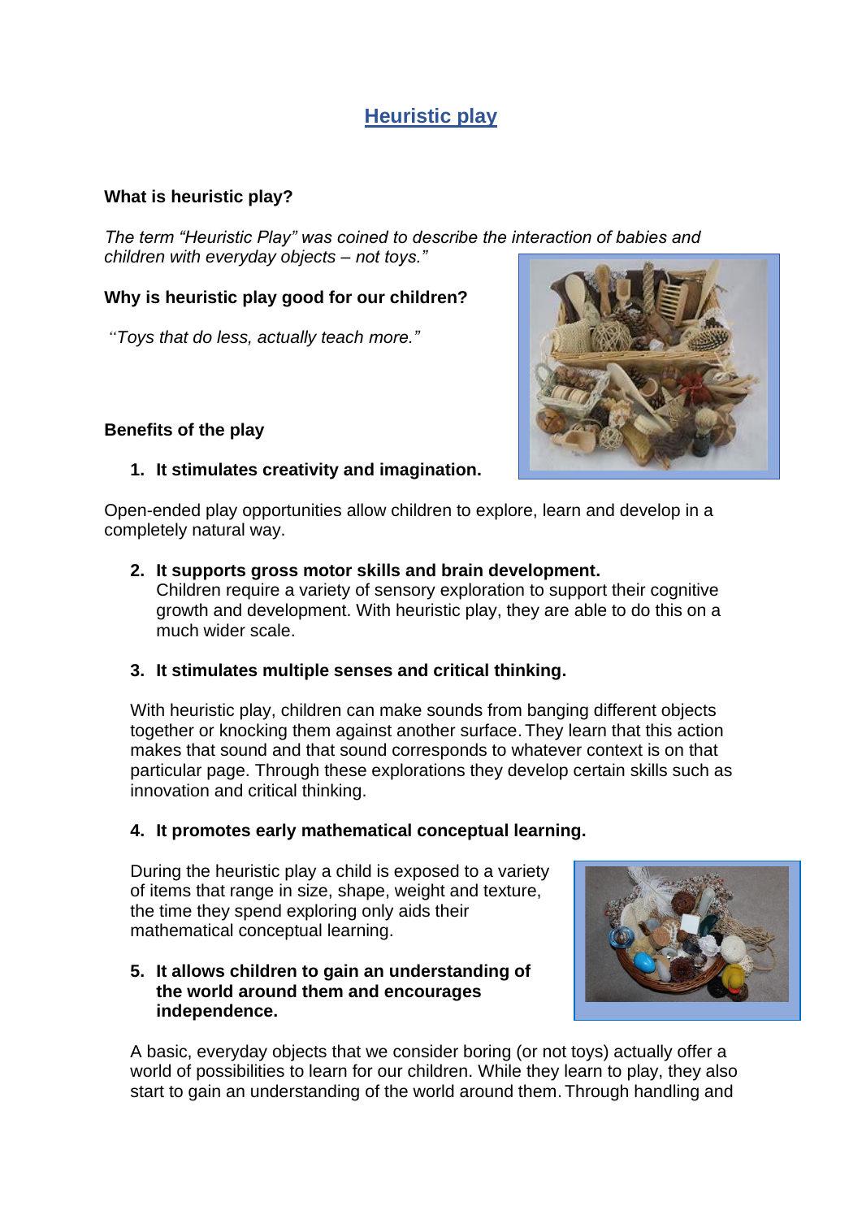# Heuristic play

**What is heuristic play?**

*The term "Heuristic Play" was coined to describe the interaction of babies and children with everyday objects – not toys."*

**Why is heuristic play good for our children?**

*"Toys that do less, actually teach more."*

**Benefits of the play**

1. **It stimulates creativity and imagination.**

Open-ended play opportunities allow children to explore, learn and develop in a completely natural way.

2. **It supports gross motor skills and brain development.**
   Children require a variety of sensory exploration to support their cognitive growth and development. With heuristic play, they are able to do this on a much wider scale.

3. **It stimulates multiple senses and critical thinking.**

   With heuristic play, children can make sounds from banging different objects together or knocking them against another surface. They learn that this action makes that sound and that sound corresponds to whatever context is on that particular page. Through these explorations they develop certain skills such as innovation and critical thinking.

4. **It promotes early mathematical conceptual learning.**

   During the heuristic play a child is exposed to a variety of items that range in size, shape, weight and texture, the time they spend exploring only aids their mathematical conceptual learning.

5. **It allows children to gain an understanding of the world around them and encourages independence.**

   A basic, everyday objects that we consider boring (or not toys) actually offer a world of possibilities to learn for our children. While they learn to play, they also start to gain an understanding of the world around them. Through handling and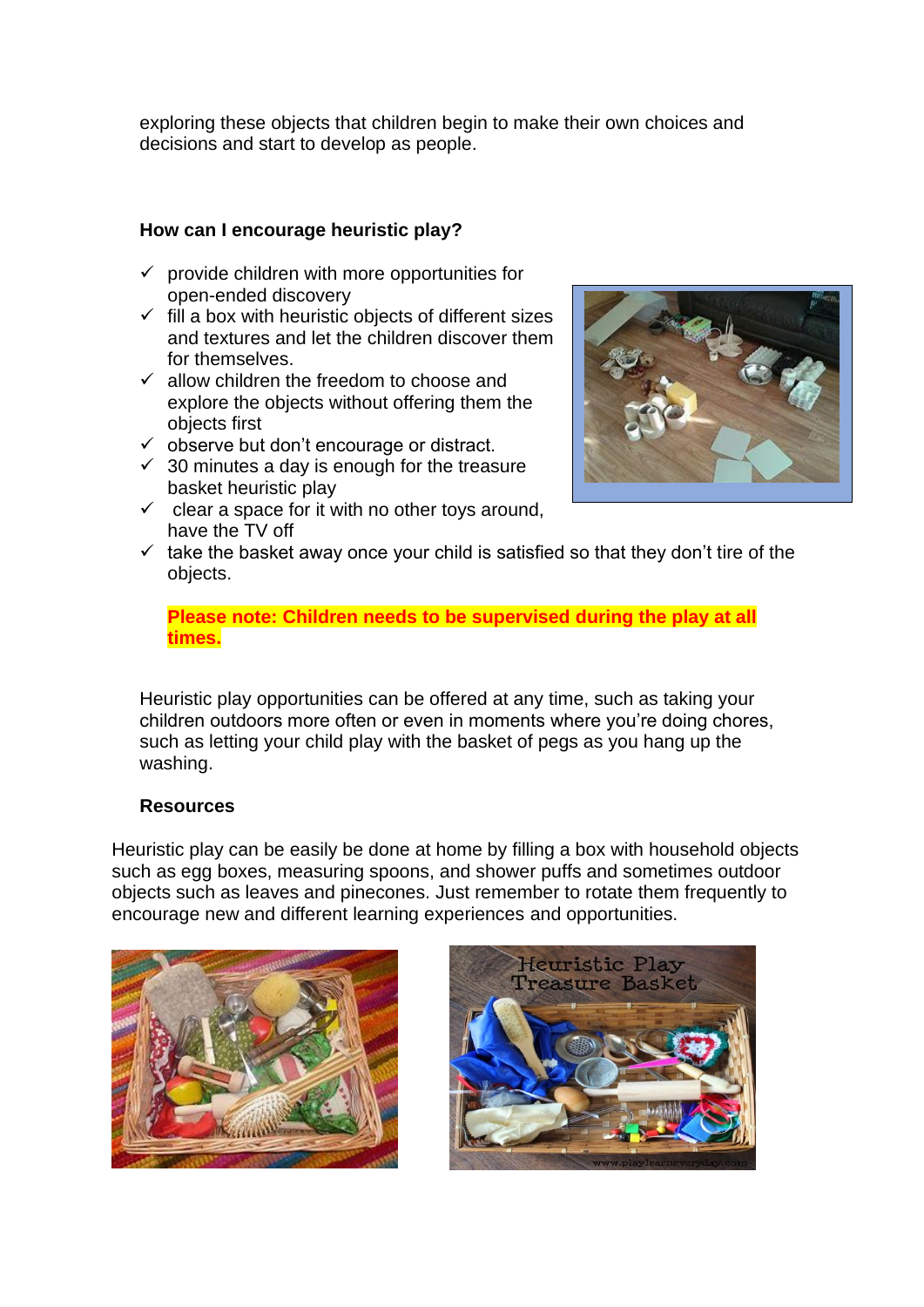exploring these objects that children begin to make their own choices and decisions and start to develop as people.

### How can I encourage heuristic play?

- ✓ provide children with more opportunities for open-ended discovery
- ✓ fill a box with heuristic objects of different sizes and textures and let the children discover them for themselves.
- ✓ allow children the freedom to choose and explore the objects without offering them the objects first
- ✓ observe but don't encourage or distract.
- ✓ 30 minutes a day is enough for the treasure basket heuristic play
- ✓ clear a space for it with no other toys around, have the TV off
- ✓ take the basket away once your child is satisfied so that they don't tire of the objects.

**Please note: Children needs to be supervised during the play at all times.**

Heuristic play opportunities can be offered at any time, such as taking your children outdoors more often or even in moments where you're doing chores, such as letting your child play with the basket of pegs as you hang up the washing.

### Resources

Heuristic play can be easily be done at home by filling a box with household objects such as egg boxes, measuring spoons, and shower puffs and sometimes outdoor objects such as leaves and pinecones. Just remember to rotate them frequently to encourage new and different learning experiences and opportunities.